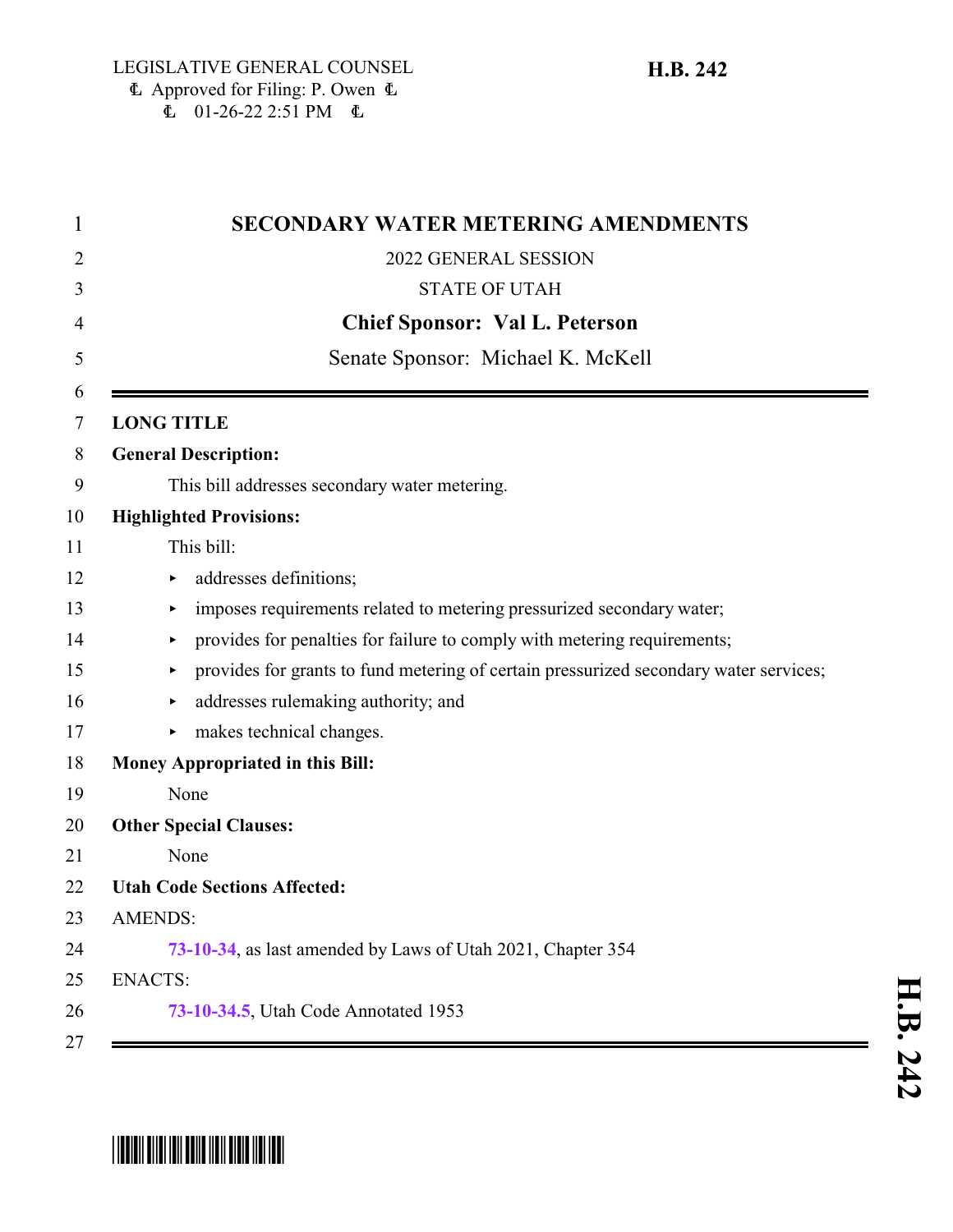LEGISLATIVE GENERAL COUNSEL
Approved for Filing: P. Owen
01-26-22 2:51 PM

**H.B. 242**

# SECONDARY WATER METERING AMENDMENTS

2022 GENERAL SESSION

STATE OF UTAH

**Chief Sponsor: Val L. Peterson**

Senate Sponsor: Michael K. McKell

---

**LONG TITLE**

**General Description:**

This bill addresses secondary water metering.

**Highlighted Provisions:**

This bill:

- addresses definitions;
- imposes requirements related to metering pressurized secondary water;
- provides for penalties for failure to comply with metering requirements;
- provides for grants to fund metering of certain pressurized secondary water services;
- addresses rulemaking authority; and
- makes technical changes.

**Money Appropriated in this Bill:**

None

**Other Special Clauses:**

None

**Utah Code Sections Affected:**

AMENDS:

**73-10-34**, as last amended by Laws of Utah 2021, Chapter 354

ENACTS:

**73-10-34.5**, Utah Code Annotated 1953

---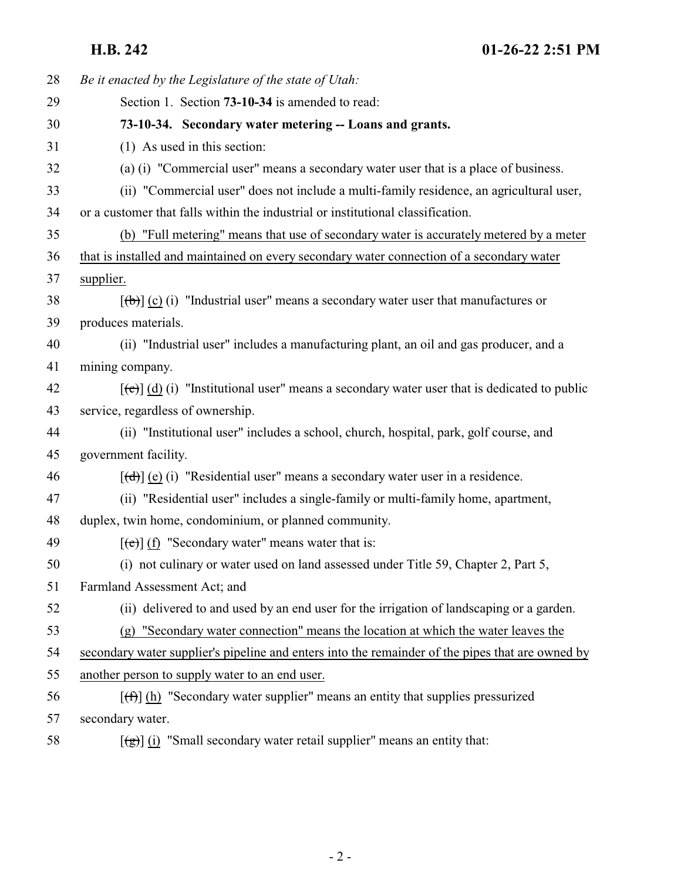*Be it enacted by the Legislature of the state of Utah:*

Section 1. Section **73-10-34** is amended to read:

**73-10-34. Secondary water metering -- Loans and grants.**

(1) As used in this section:

(a) (i) "Commercial user" means a secondary water user that is a place of business.

(ii) "Commercial user" does not include a multi-family residence, an agricultural user, or a customer that falls within the industrial or institutional classification.

(b) "Full metering" means that use of secondary water is accurately metered by a meter that is installed and maintained on every secondary water connection of a secondary water supplier.

[~~(b)~~] (c) (i) "Industrial user" means a secondary water user that manufactures or produces materials.

(ii) "Industrial user" includes a manufacturing plant, an oil and gas producer, and a mining company.

[~~(c)~~] (d) (i) "Institutional user" means a secondary water user that is dedicated to public service, regardless of ownership.

(ii) "Institutional user" includes a school, church, hospital, park, golf course, and government facility.

[~~(d)~~] (e) (i) "Residential user" means a secondary water user in a residence.

(ii) "Residential user" includes a single-family or multi-family home, apartment, duplex, twin home, condominium, or planned community.

[~~(e)~~] (f) "Secondary water" means water that is:

(i) not culinary or water used on land assessed under Title 59, Chapter 2, Part 5, Farmland Assessment Act; and

(ii) delivered to and used by an end user for the irrigation of landscaping or a garden.

(g) "Secondary water connection" means the location at which the water leaves the secondary water supplier's pipeline and enters into the remainder of the pipes that are owned by another person to supply water to an end user.

[~~(f)~~] (h) "Secondary water supplier" means an entity that supplies pressurized secondary water.

[~~(g)~~] (i) "Small secondary water retail supplier" means an entity that: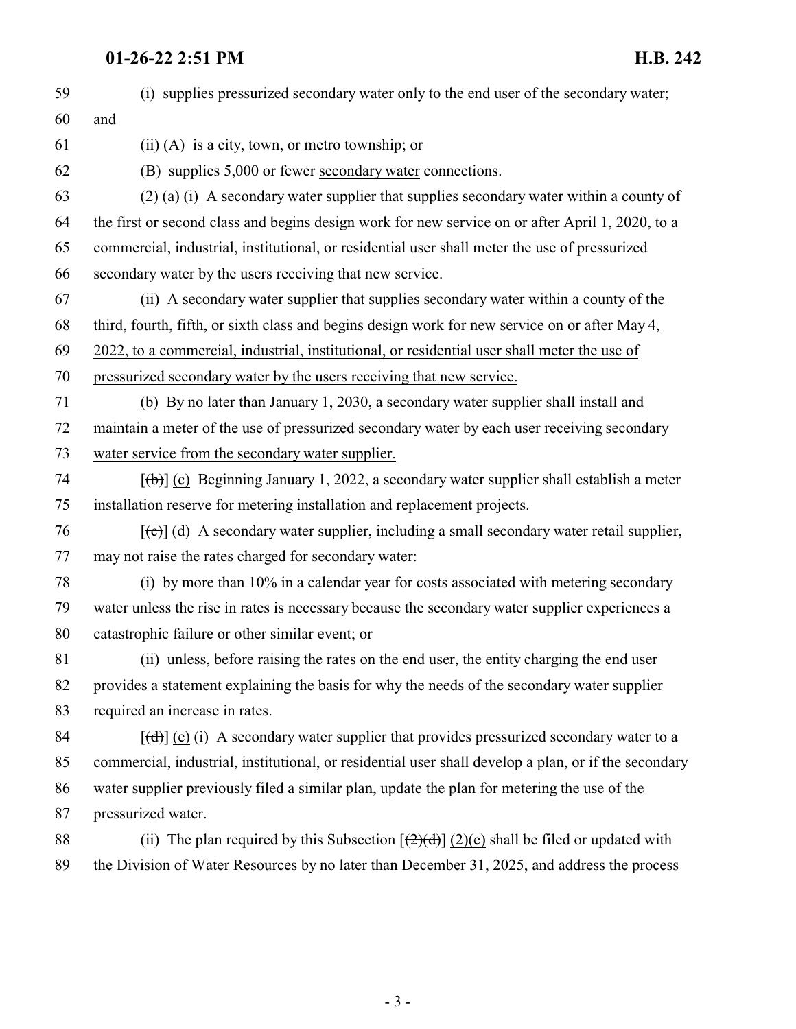59 (i) supplies pressurized secondary water only to the end user of the secondary water;

60 and

61 (ii) (A) is a city, town, or metro township; or

62 (B) supplies 5,000 or fewer secondary water connections.

63 (2) (a) (i) A secondary water supplier that supplies secondary water within a county of

64 the first or second class and begins design work for new service on or after April 1, 2020, to a

65 commercial, industrial, institutional, or residential user shall meter the use of pressurized

66 secondary water by the users receiving that new service.

67 (ii) A secondary water supplier that supplies secondary water within a county of the

68 third, fourth, fifth, or sixth class and begins design work for new service on or after May 4,

69 2022, to a commercial, industrial, institutional, or residential user shall meter the use of

70 pressurized secondary water by the users receiving that new service.

71 (b) By no later than January 1, 2030, a secondary water supplier shall install and

72 maintain a meter of the use of pressurized secondary water by each user receiving secondary

73 water service from the secondary water supplier.

74 [(b)] (c) Beginning January 1, 2022, a secondary water supplier shall establish a meter

75 installation reserve for metering installation and replacement projects.

76 [(c)] (d) A secondary water supplier, including a small secondary water retail supplier,

77 may not raise the rates charged for secondary water:

78 (i) by more than 10% in a calendar year for costs associated with metering secondary

79 water unless the rise in rates is necessary because the secondary water supplier experiences a

80 catastrophic failure or other similar event; or

81 (ii) unless, before raising the rates on the end user, the entity charging the end user

82 provides a statement explaining the basis for why the needs of the secondary water supplier

83 required an increase in rates.

84 [(d)] (e) (i) A secondary water supplier that provides pressurized secondary water to a

85 commercial, industrial, institutional, or residential user shall develop a plan, or if the secondary

86 water supplier previously filed a similar plan, update the plan for metering the use of the

87 pressurized water.

88 (ii) The plan required by this Subsection [(2)(d)] (2)(e) shall be filed or updated with

89 the Division of Water Resources by no later than December 31, 2025, and address the process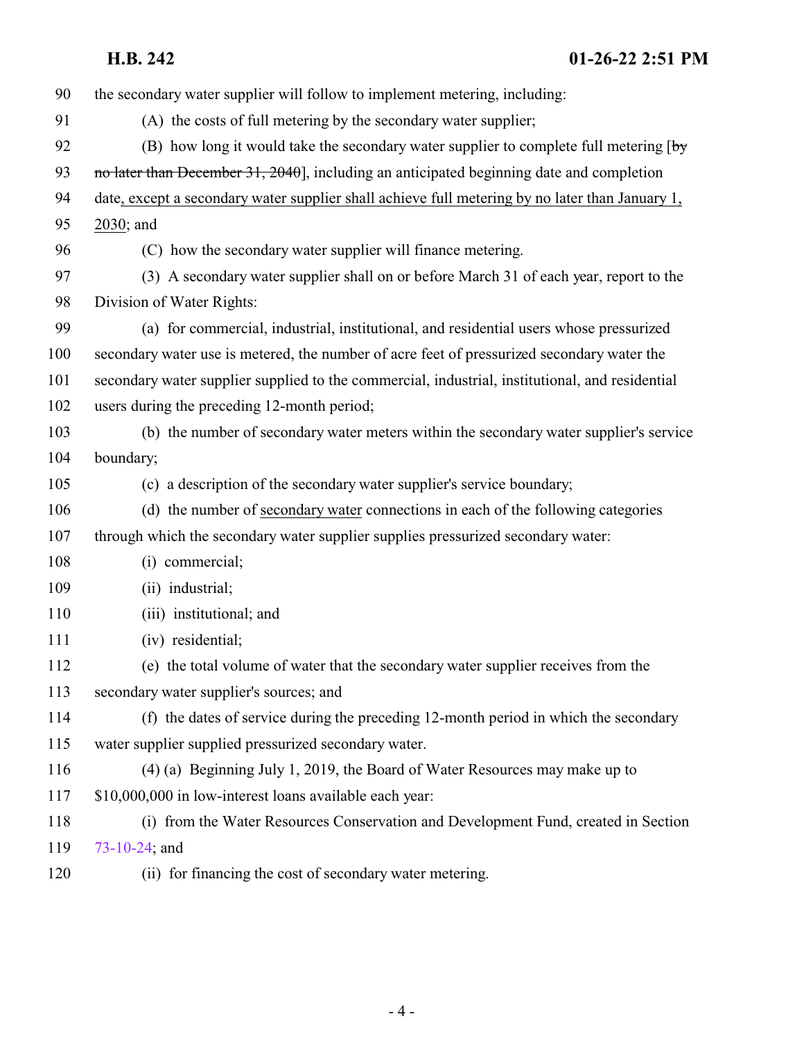90 the secondary water supplier will follow to implement metering, including:

91 (A) the costs of full metering by the secondary water supplier;

92 (B) how long it would take the secondary water supplier to complete full metering [~~by~~
93 ~~no later than December 31, 2040~~], including an anticipated beginning date and completion
94 date, except a secondary water supplier shall achieve full metering by no later than January 1,
95 2030; and

96 (C) how the secondary water supplier will finance metering.

97 (3) A secondary water supplier shall on or before March 31 of each year, report to the
98 Division of Water Rights:

99 (a) for commercial, industrial, institutional, and residential users whose pressurized
100 secondary water use is metered, the number of acre feet of pressurized secondary water the
101 secondary water supplier supplied to the commercial, industrial, institutional, and residential
102 users during the preceding 12-month period;

103 (b) the number of secondary water meters within the secondary water supplier's service
104 boundary;

105 (c) a description of the secondary water supplier's service boundary;

106 (d) the number of secondary water connections in each of the following categories
107 through which the secondary water supplier supplies pressurized secondary water:

108 (i) commercial;

109 (ii) industrial;

110 (iii) institutional; and

111 (iv) residential;

112 (e) the total volume of water that the secondary water supplier receives from the
113 secondary water supplier's sources; and

114 (f) the dates of service during the preceding 12-month period in which the secondary
115 water supplier supplied pressurized secondary water.

116 (4) (a) Beginning July 1, 2019, the Board of Water Resources may make up to
117 $10,000,000 in low-interest loans available each year:

118 (i) from the Water Resources Conservation and Development Fund, created in Section
119 73-10-24; and

120 (ii) for financing the cost of secondary water metering.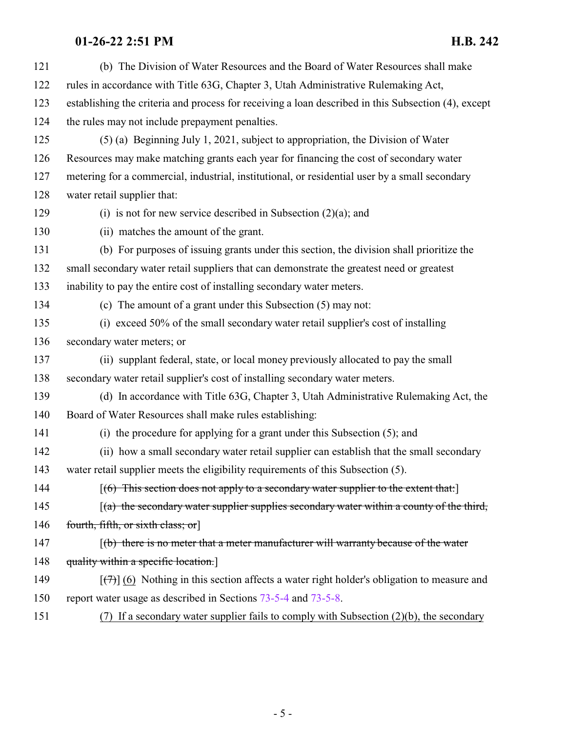(b) The Division of Water Resources and the Board of Water Resources shall make rules in accordance with Title 63G, Chapter 3, Utah Administrative Rulemaking Act, establishing the criteria and process for receiving a loan described in this Subsection (4), except the rules may not include prepayment penalties.

(5) (a) Beginning July 1, 2021, subject to appropriation, the Division of Water Resources may make matching grants each year for financing the cost of secondary water metering for a commercial, industrial, institutional, or residential user by a small secondary water retail supplier that:

(i) is not for new service described in Subsection (2)(a); and

(ii) matches the amount of the grant.

(b) For purposes of issuing grants under this section, the division shall prioritize the small secondary water retail suppliers that can demonstrate the greatest need or greatest inability to pay the entire cost of installing secondary water meters.

(c) The amount of a grant under this Subsection (5) may not:

(i) exceed 50% of the small secondary water retail supplier's cost of installing secondary water meters; or

(ii) supplant federal, state, or local money previously allocated to pay the small secondary water retail supplier's cost of installing secondary water meters.

(d) In accordance with Title 63G, Chapter 3, Utah Administrative Rulemaking Act, the Board of Water Resources shall make rules establishing:

(i) the procedure for applying for a grant under this Subsection (5); and

(ii) how a small secondary water retail supplier can establish that the small secondary water retail supplier meets the eligibility requirements of this Subsection (5).

[~~(6) This section does not apply to a secondary water supplier to the extent that:~~]

[~~(a) the secondary water supplier supplies secondary water within a county of the third, fourth, fifth, or sixth class; or~~]

[~~(b) there is no meter that a meter manufacturer will warranty because of the water quality within a specific location.~~]

[~~(7)~~] <u>(6)</u> Nothing in this section affects a water right holder's obligation to measure and report water usage as described in Sections 73-5-4 and 73-5-8.

<u>(7) If a secondary water supplier fails to comply with Subsection (2)(b), the secondary</u>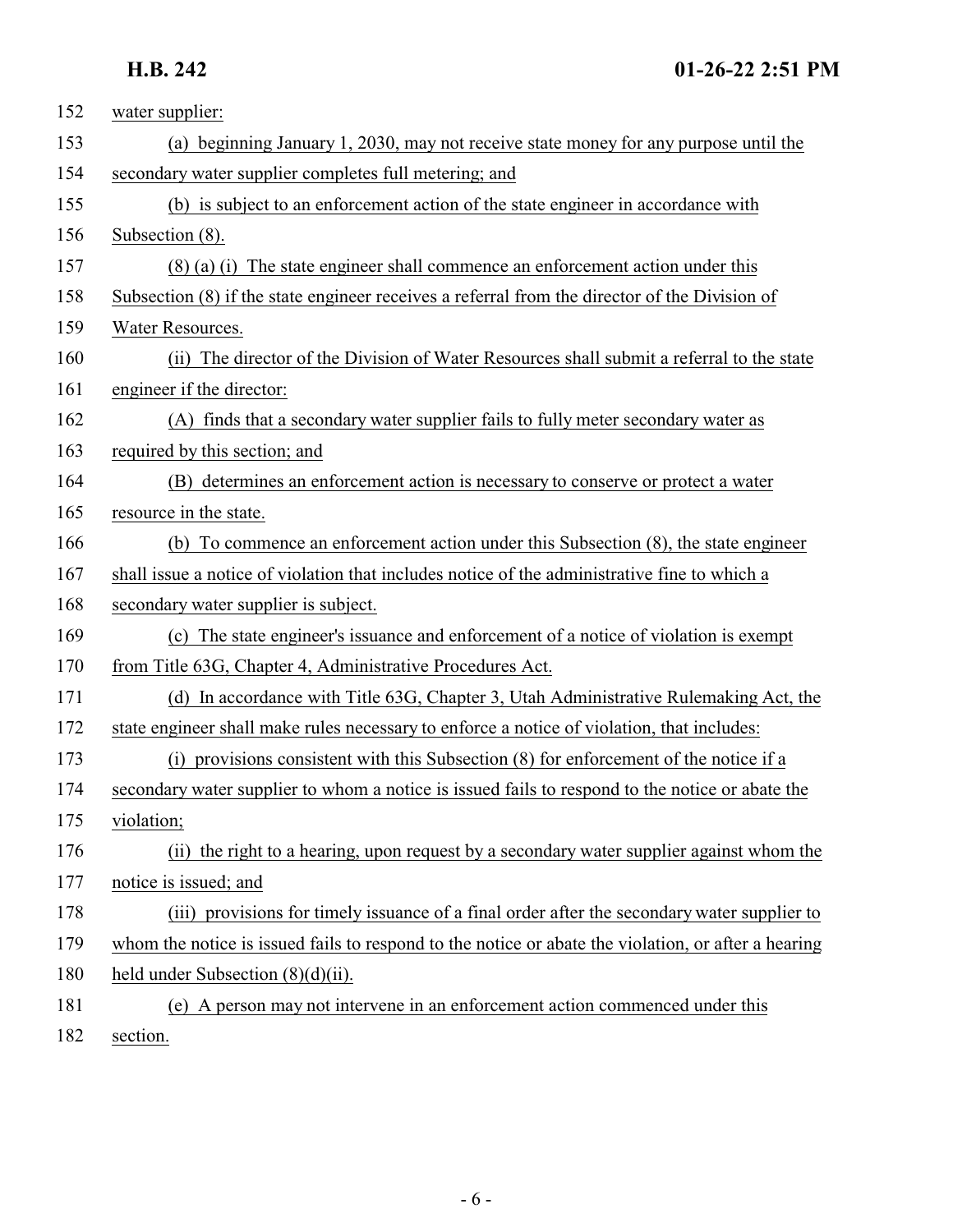water supplier:

(a) beginning January 1, 2030, may not receive state money for any purpose until the secondary water supplier completes full metering; and

(b) is subject to an enforcement action of the state engineer in accordance with Subsection (8).

(8) (a) (i) The state engineer shall commence an enforcement action under this Subsection (8) if the state engineer receives a referral from the director of the Division of Water Resources.

(ii) The director of the Division of Water Resources shall submit a referral to the state engineer if the director:

(A) finds that a secondary water supplier fails to fully meter secondary water as required by this section; and

(B) determines an enforcement action is necessary to conserve or protect a water resource in the state.

(b) To commence an enforcement action under this Subsection (8), the state engineer shall issue a notice of violation that includes notice of the administrative fine to which a secondary water supplier is subject.

(c) The state engineer's issuance and enforcement of a notice of violation is exempt from Title 63G, Chapter 4, Administrative Procedures Act.

(d) In accordance with Title 63G, Chapter 3, Utah Administrative Rulemaking Act, the state engineer shall make rules necessary to enforce a notice of violation, that includes:

(i) provisions consistent with this Subsection (8) for enforcement of the notice if a secondary water supplier to whom a notice is issued fails to respond to the notice or abate the violation;

(ii) the right to a hearing, upon request by a secondary water supplier against whom the notice is issued; and

(iii) provisions for timely issuance of a final order after the secondary water supplier to whom the notice is issued fails to respond to the notice or abate the violation, or after a hearing held under Subsection (8)(d)(ii).

(e) A person may not intervene in an enforcement action commenced under this section.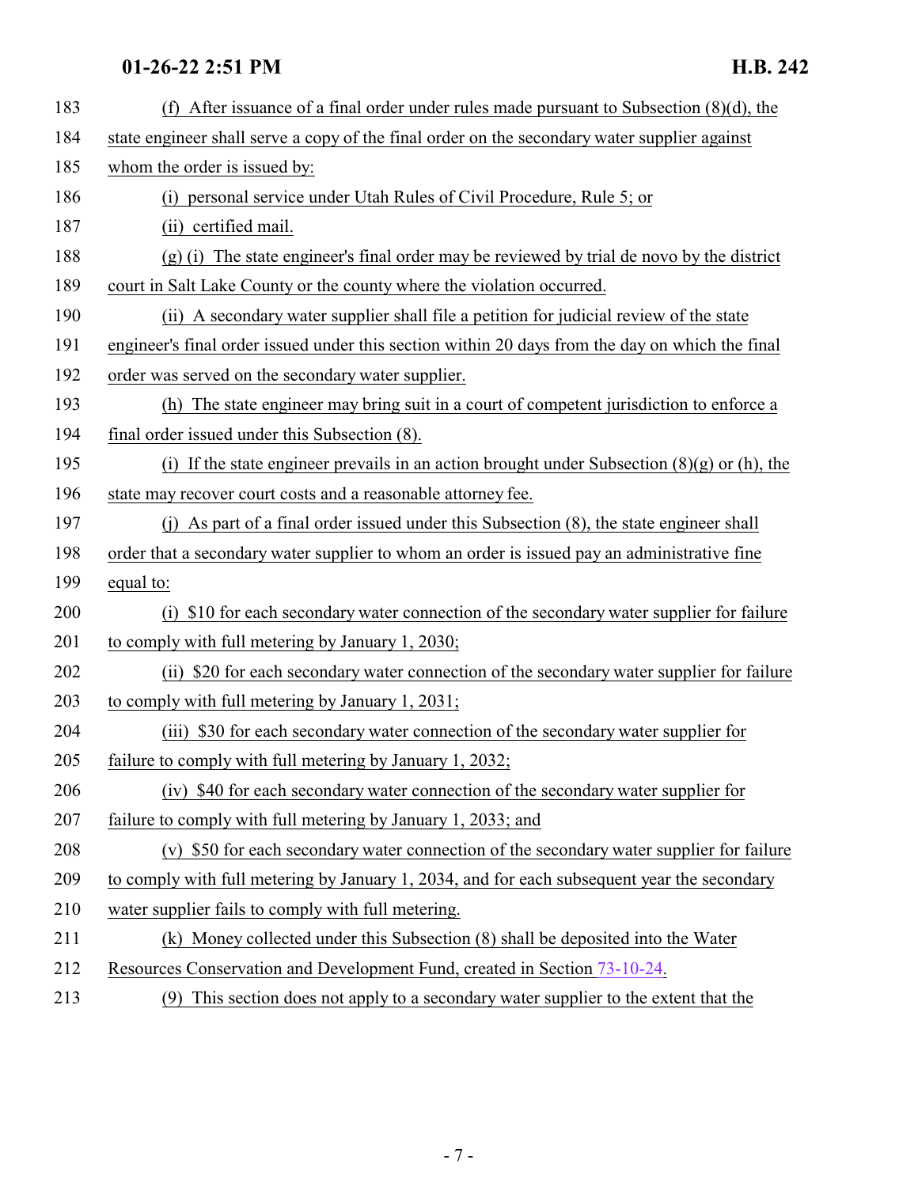183 (f) After issuance of a final order under rules made pursuant to Subsection (8)(d), the
184 state engineer shall serve a copy of the final order on the secondary water supplier against
185 whom the order is issued by:
186 (i) personal service under Utah Rules of Civil Procedure, Rule 5; or
187 (ii) certified mail.
188 (g) (i) The state engineer's final order may be reviewed by trial de novo by the district
189 court in Salt Lake County or the county where the violation occurred.
190 (ii) A secondary water supplier shall file a petition for judicial review of the state
191 engineer's final order issued under this section within 20 days from the day on which the final
192 order was served on the secondary water supplier.
193 (h) The state engineer may bring suit in a court of competent jurisdiction to enforce a
194 final order issued under this Subsection (8).
195 (i) If the state engineer prevails in an action brought under Subsection (8)(g) or (h), the
196 state may recover court costs and a reasonable attorney fee.
197 (j) As part of a final order issued under this Subsection (8), the state engineer shall
198 order that a secondary water supplier to whom an order is issued pay an administrative fine
199 equal to:
200 (i) $10 for each secondary water connection of the secondary water supplier for failure
201 to comply with full metering by January 1, 2030;
202 (ii) $20 for each secondary water connection of the secondary water supplier for failure
203 to comply with full metering by January 1, 2031;
204 (iii) $30 for each secondary water connection of the secondary water supplier for
205 failure to comply with full metering by January 1, 2032;
206 (iv) $40 for each secondary water connection of the secondary water supplier for
207 failure to comply with full metering by January 1, 2033; and
208 (v) $50 for each secondary water connection of the secondary water supplier for failure
209 to comply with full metering by January 1, 2034, and for each subsequent year the secondary
210 water supplier fails to comply with full metering.
211 (k) Money collected under this Subsection (8) shall be deposited into the Water
212 Resources Conservation and Development Fund, created in Section 73-10-24.
213 (9) This section does not apply to a secondary water supplier to the extent that the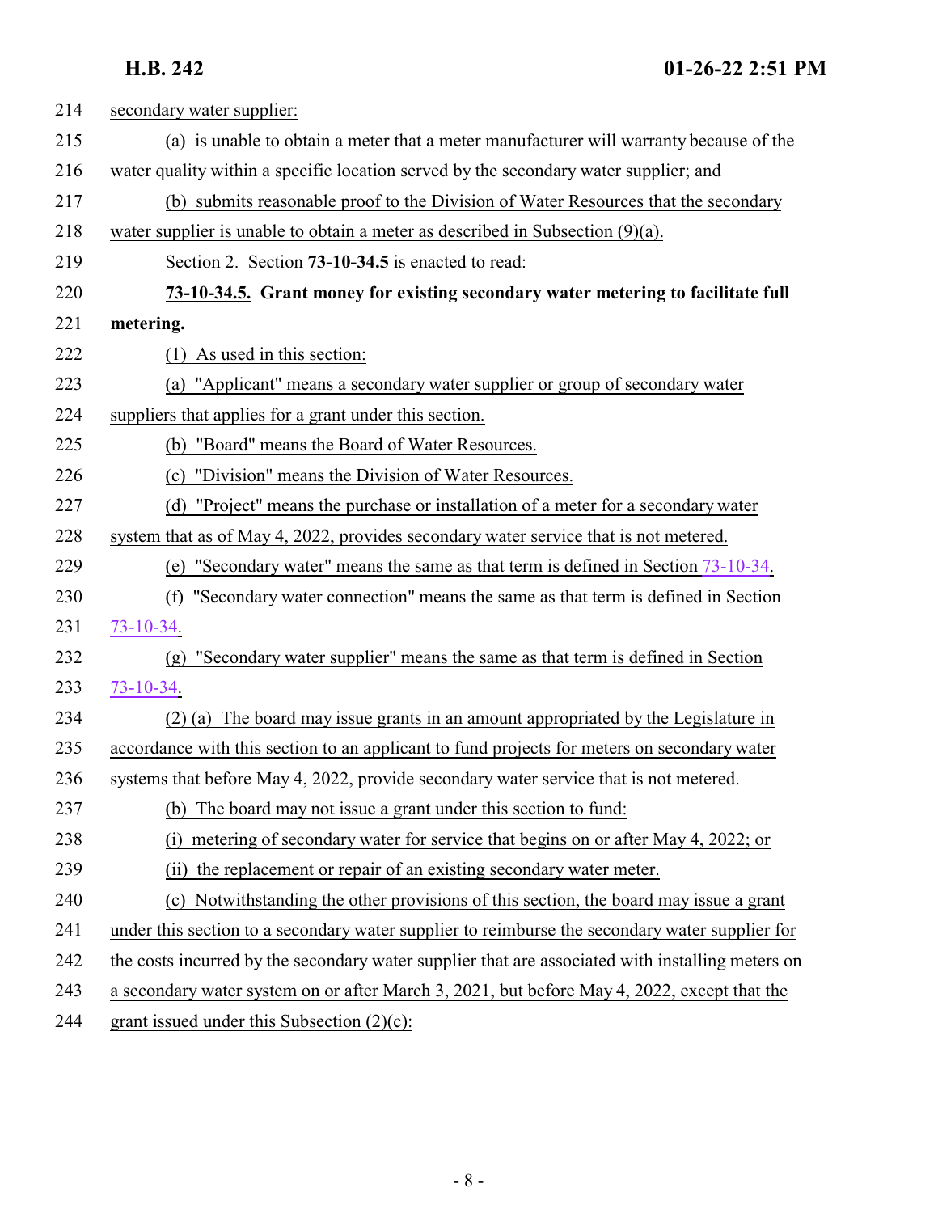secondary water supplier:

(a) is unable to obtain a meter that a meter manufacturer will warranty because of the water quality within a specific location served by the secondary water supplier; and

(b) submits reasonable proof to the Division of Water Resources that the secondary water supplier is unable to obtain a meter as described in Subsection (9)(a).

Section 2. Section **73-10-34.5** is enacted to read:

**73-10-34.5. Grant money for existing secondary water metering to facilitate full metering.**

(1) As used in this section:

(a) "Applicant" means a secondary water supplier or group of secondary water suppliers that applies for a grant under this section.

(b) "Board" means the Board of Water Resources.

(c) "Division" means the Division of Water Resources.

(d) "Project" means the purchase or installation of a meter for a secondary water system that as of May 4, 2022, provides secondary water service that is not metered.

(e) "Secondary water" means the same as that term is defined in Section 73-10-34.

(f) "Secondary water connection" means the same as that term is defined in Section 73-10-34.

(g) "Secondary water supplier" means the same as that term is defined in Section 73-10-34.

(2) (a) The board may issue grants in an amount appropriated by the Legislature in accordance with this section to an applicant to fund projects for meters on secondary water systems that before May 4, 2022, provide secondary water service that is not metered.

(b) The board may not issue a grant under this section to fund:

(i) metering of secondary water for service that begins on or after May 4, 2022; or

(ii) the replacement or repair of an existing secondary water meter.

(c) Notwithstanding the other provisions of this section, the board may issue a grant under this section to a secondary water supplier to reimburse the secondary water supplier for the costs incurred by the secondary water supplier that are associated with installing meters on a secondary water system on or after March 3, 2021, but before May 4, 2022, except that the grant issued under this Subsection (2)(c):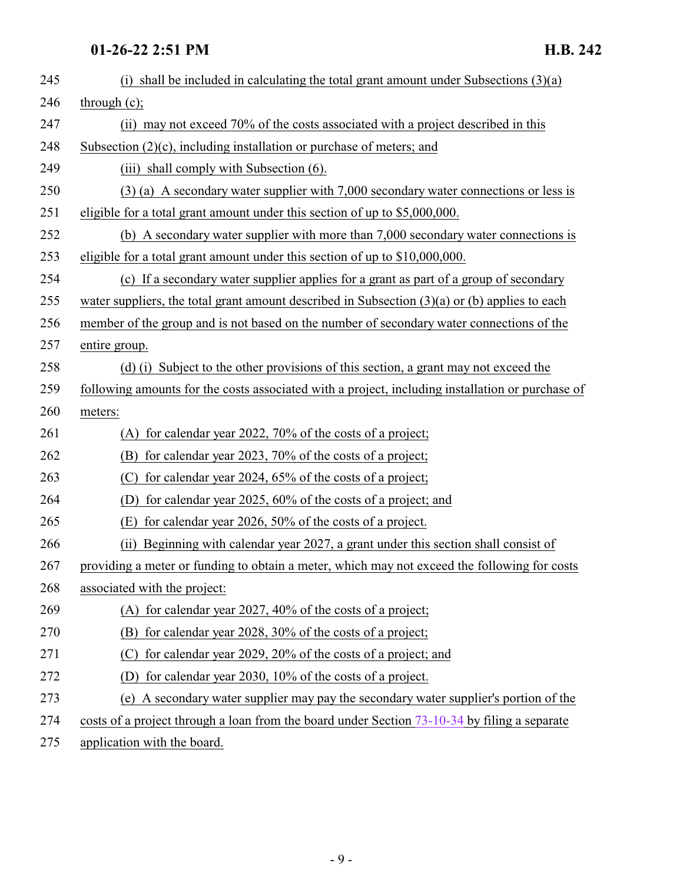(i) shall be included in calculating the total grant amount under Subsections (3)(a) through (c);

(ii) may not exceed 70% of the costs associated with a project described in this Subsection (2)(c), including installation or purchase of meters; and

(iii) shall comply with Subsection (6).

(3) (a) A secondary water supplier with 7,000 secondary water connections or less is eligible for a total grant amount under this section of up to $5,000,000.

(b) A secondary water supplier with more than 7,000 secondary water connections is eligible for a total grant amount under this section of up to $10,000,000.

(c) If a secondary water supplier applies for a grant as part of a group of secondary water suppliers, the total grant amount described in Subsection (3)(a) or (b) applies to each member of the group and is not based on the number of secondary water connections of the entire group.

(d) (i) Subject to the other provisions of this section, a grant may not exceed the following amounts for the costs associated with a project, including installation or purchase of meters:

(A) for calendar year 2022, 70% of the costs of a project;

(B) for calendar year 2023, 70% of the costs of a project;

(C) for calendar year 2024, 65% of the costs of a project;

(D) for calendar year 2025, 60% of the costs of a project; and

(E) for calendar year 2026, 50% of the costs of a project.

(ii) Beginning with calendar year 2027, a grant under this section shall consist of providing a meter or funding to obtain a meter, which may not exceed the following for costs associated with the project:

(A) for calendar year 2027, 40% of the costs of a project;

(B) for calendar year 2028, 30% of the costs of a project;

(C) for calendar year 2029, 20% of the costs of a project; and

(D) for calendar year 2030, 10% of the costs of a project.

(e) A secondary water supplier may pay the secondary water supplier's portion of the costs of a project through a loan from the board under Section 73-10-34 by filing a separate application with the board.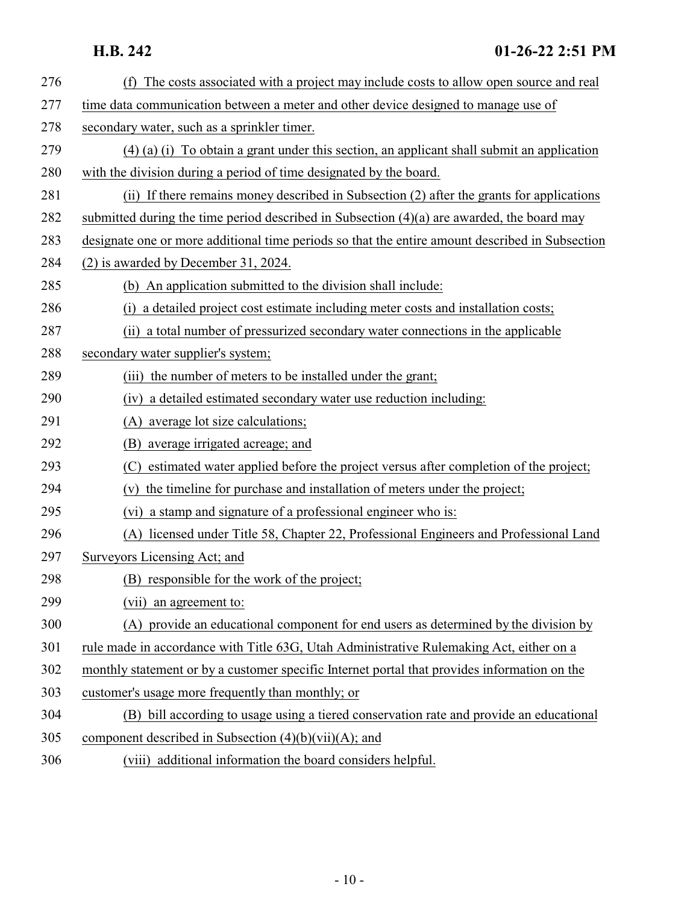(f) The costs associated with a project may include costs to allow open source and real time data communication between a meter and other device designed to manage use of secondary water, such as a sprinkler timer.

(4) (a) (i) To obtain a grant under this section, an applicant shall submit an application with the division during a period of time designated by the board.

(ii) If there remains money described in Subsection (2) after the grants for applications submitted during the time period described in Subsection (4)(a) are awarded, the board may designate one or more additional time periods so that the entire amount described in Subsection (2) is awarded by December 31, 2024.

(b) An application submitted to the division shall include:

(i) a detailed project cost estimate including meter costs and installation costs;

(ii) a total number of pressurized secondary water connections in the applicable secondary water supplier's system;

(iii) the number of meters to be installed under the grant;

(iv) a detailed estimated secondary water use reduction including:

(A) average lot size calculations;

(B) average irrigated acreage; and

(C) estimated water applied before the project versus after completion of the project;

(v) the timeline for purchase and installation of meters under the project;

(vi) a stamp and signature of a professional engineer who is:

(A) licensed under Title 58, Chapter 22, Professional Engineers and Professional Land Surveyors Licensing Act; and

(B) responsible for the work of the project;

(vii) an agreement to:

(A) provide an educational component for end users as determined by the division by rule made in accordance with Title 63G, Utah Administrative Rulemaking Act, either on a monthly statement or by a customer specific Internet portal that provides information on the customer's usage more frequently than monthly; or

(B) bill according to usage using a tiered conservation rate and provide an educational component described in Subsection (4)(b)(vii)(A); and

(viii) additional information the board considers helpful.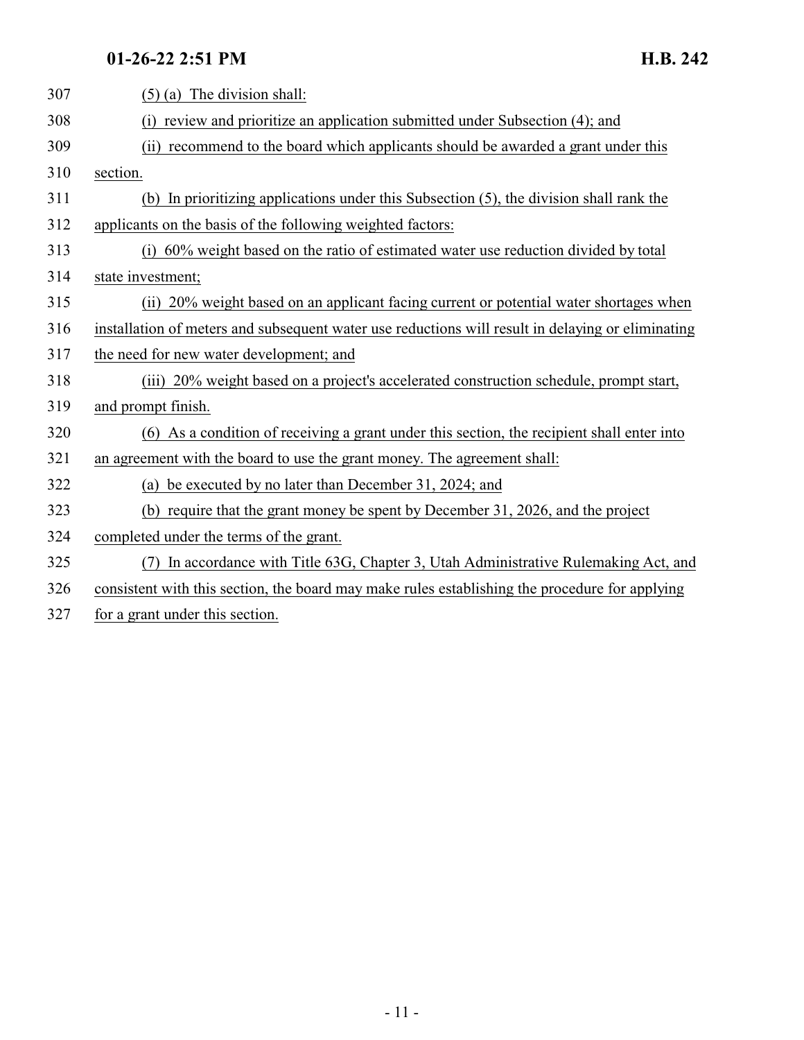(5) (a) The division shall:

(i) review and prioritize an application submitted under Subsection (4); and

(ii) recommend to the board which applicants should be awarded a grant under this section.

(b) In prioritizing applications under this Subsection (5), the division shall rank the applicants on the basis of the following weighted factors:

(i) 60% weight based on the ratio of estimated water use reduction divided by total state investment;

(ii) 20% weight based on an applicant facing current or potential water shortages when installation of meters and subsequent water use reductions will result in delaying or eliminating the need for new water development; and

(iii) 20% weight based on a project's accelerated construction schedule, prompt start, and prompt finish.

(6) As a condition of receiving a grant under this section, the recipient shall enter into an agreement with the board to use the grant money. The agreement shall:

(a) be executed by no later than December 31, 2024; and

(b) require that the grant money be spent by December 31, 2026, and the project completed under the terms of the grant.

(7) In accordance with Title 63G, Chapter 3, Utah Administrative Rulemaking Act, and consistent with this section, the board may make rules establishing the procedure for applying for a grant under this section.